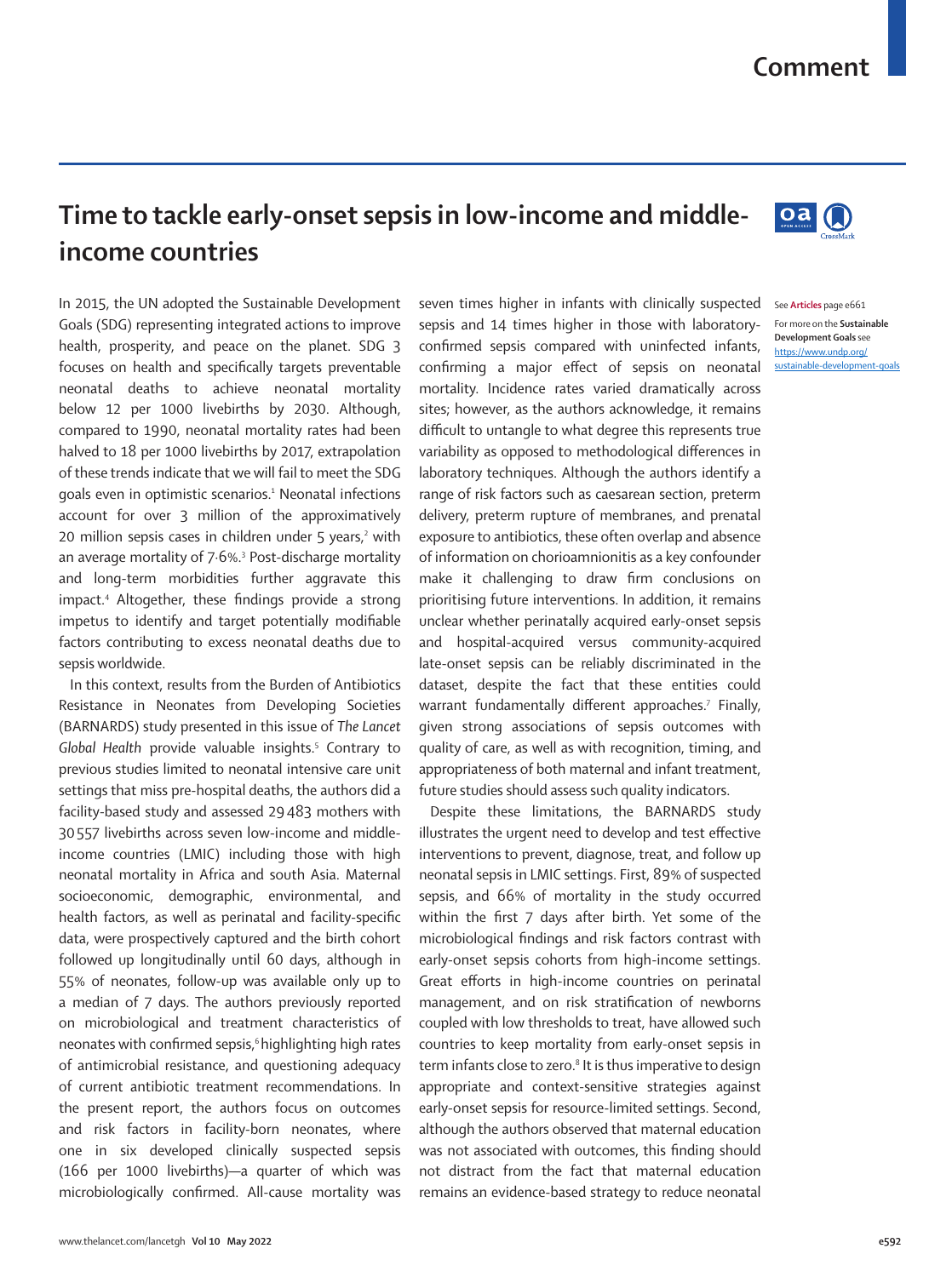Comment

# Time to tackle early-onset sepsis in low-income and middle-income countries

In 2015, the UN adopted the Sustainable Development Goals (SDG) representing integrated actions to improve health, prosperity, and peace on the planet. SDG 3 focuses on health and specifically targets preventable neonatal deaths to achieve neonatal mortality below 12 per 1000 livebirths by 2030. Although, compared to 1990, neonatal mortality rates had been halved to 18 per 1000 livebirths by 2017, extrapolation of these trends indicate that we will fail to meet the SDG goals even in optimistic scenarios.[1] Neonatal infections account for over 3 million of the approximatively 20 million sepsis cases in children under 5 years,[2] with an average mortality of 7·6%.[3] Post-discharge mortality and long-term morbidities further aggravate this impact.[4] Altogether, these findings provide a strong impetus to identify and target potentially modifiable factors contributing to excess neonatal deaths due to sepsis worldwide.

In this context, results from the Burden of Antibiotics Resistance in Neonates from Developing Societies (BARNARDS) study presented in this issue of *The Lancet Global Health* provide valuable insights.[5] Contrary to previous studies limited to neonatal intensive care unit settings that miss pre-hospital deaths, the authors did a facility-based study and assessed 29 483 mothers with 30 557 livebirths across seven low-income and middle-income countries (LMIC) including those with high neonatal mortality in Africa and south Asia. Maternal socioeconomic, demographic, environmental, and health factors, as well as perinatal and facility-specific data, were prospectively captured and the birth cohort followed up longitudinally until 60 days, although in 55% of neonates, follow-up was available only up to a median of 7 days. The authors previously reported on microbiological and treatment characteristics of neonates with confirmed sepsis,[6] highlighting high rates of antimicrobial resistance, and questioning adequacy of current antibiotic treatment recommendations. In the present report, the authors focus on outcomes and risk factors in facility-born neonates, where one in six developed clinically suspected sepsis (166 per 1000 livebirths)—a quarter of which was microbiologically confirmed. All-cause mortality was seven times higher in infants with clinically suspected sepsis and 14 times higher in those with laboratory-confirmed sepsis compared with uninfected infants, confirming a major effect of sepsis on neonatal mortality. Incidence rates varied dramatically across sites; however, as the authors acknowledge, it remains difficult to untangle to what degree this represents true variability as opposed to methodological differences in laboratory techniques. Although the authors identify a range of risk factors such as caesarean section, preterm delivery, preterm rupture of membranes, and prenatal exposure to antibiotics, these often overlap and absence of information on chorioamnionitis as a key confounder make it challenging to draw firm conclusions on prioritising future interventions. In addition, it remains unclear whether perinatally acquired early-onset sepsis and hospital-acquired versus community-acquired late-onset sepsis can be reliably discriminated in the dataset, despite the fact that these entities could warrant fundamentally different approaches.[7] Finally, given strong associations of sepsis outcomes with quality of care, as well as with recognition, timing, and appropriateness of both maternal and infant treatment, future studies should assess such quality indicators.

Despite these limitations, the BARNARDS study illustrates the urgent need to develop and test effective interventions to prevent, diagnose, treat, and follow up neonatal sepsis in LMIC settings. First, 89% of suspected sepsis, and 66% of mortality in the study occurred within the first 7 days after birth. Yet some of the microbiological findings and risk factors contrast with early-onset sepsis cohorts from high-income settings. Great efforts in high-income countries on perinatal management, and on risk stratification of newborns coupled with low thresholds to treat, have allowed such countries to keep mortality from early-onset sepsis in term infants close to zero.[8] It is thus imperative to design appropriate and context-sensitive strategies against early-onset sepsis for resource-limited settings. Second, although the authors observed that maternal education was not associated with outcomes, this finding should not distract from the fact that maternal education remains an evidence-based strategy to reduce neonatal

See **Articles** page e661

For more on the **Sustainable Development Goals** see https://www.undp.org/sustainable-development-goals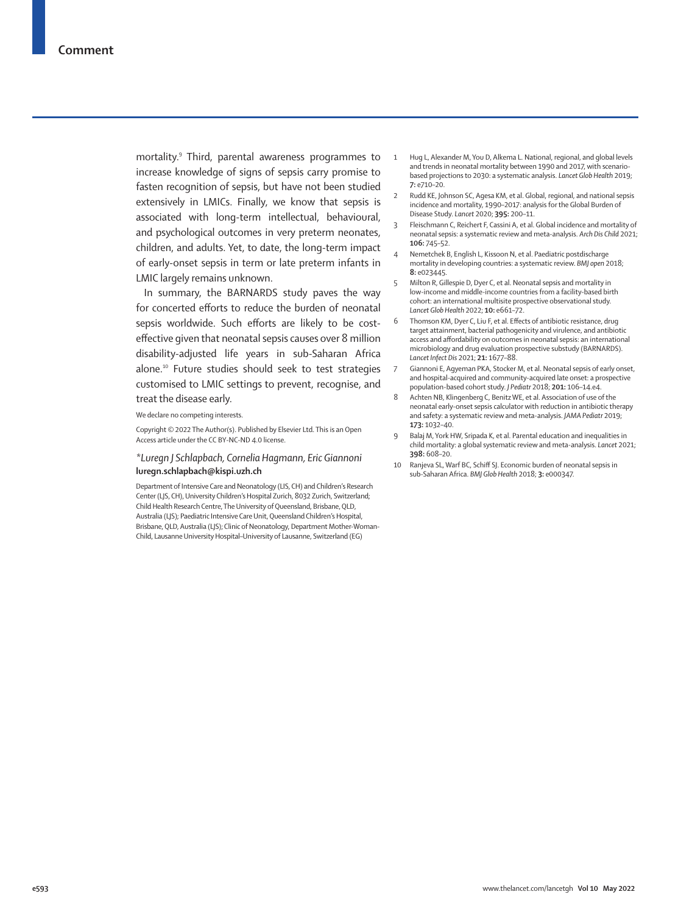mortality.[9] Third, parental awareness programmes to increase knowledge of signs of sepsis carry promise to fasten recognition of sepsis, but have not been studied extensively in LMICs. Finally, we know that sepsis is associated with long-term intellectual, behavioural, and psychological outcomes in very preterm neonates, children, and adults. Yet, to date, the long-term impact of early-onset sepsis in term or late preterm infants in LMIC largely remains unknown.

In summary, the BARNARDS study paves the way for concerted efforts to reduce the burden of neonatal sepsis worldwide. Such efforts are likely to be cost-effective given that neonatal sepsis causes over 8 million disability-adjusted life years in sub-Saharan Africa alone.[10] Future studies should seek to test strategies customised to LMIC settings to prevent, recognise, and treat the disease early.

We declare no competing interests.

Copyright © 2022 The Author(s). Published by Elsevier Ltd. This is an Open Access article under the CC BY-NC-ND 4.0 license.

*\*Luregn J Schlapbach, Cornelia Hagmann, Eric Giannoni*
**luregn.schlapbach@kispi.uzh.ch**

Department of Intensive Care and Neonatology (LJS, CH) and Children's Research Center (LJS, CH), University Children's Hospital Zurich, 8032 Zurich, Switzerland; Child Health Research Centre, The University of Queensland, Brisbane, QLD, Australia (LJS); Paediatric Intensive Care Unit, Queensland Children's Hospital, Brisbane, QLD, Australia (LJS); Clinic of Neonatology, Department Mother-Woman-Child, Lausanne University Hospital–University of Lausanne, Switzerland (EG)

1. Hug L, Alexander M, You D, Alkema L. National, regional, and global levels and trends in neonatal mortality between 1990 and 2017, with scenario-based projections to 2030: a systematic analysis. *Lancet Glob Health* 2019; **7:** e710–20.
2. Rudd KE, Johnson SC, Agesa KM, et al. Global, regional, and national sepsis incidence and mortality, 1990–2017: analysis for the Global Burden of Disease Study. *Lancet* 2020; **395:** 200–11.
3. Fleischmann C, Reichert F, Cassini A, et al. Global incidence and mortality of neonatal sepsis: a systematic review and meta-analysis. *Arch Dis Child* 2021; **106:** 745–52.
4. Nemetchek B, English L, Kissoon N, et al. Paediatric postdischarge mortality in developing countries: a systematic review. *BMJ open* 2018; **8:** e023445.
5. Milton R, Gillespie D, Dyer C, et al. Neonatal sepsis and mortality in low-income and middle-income countries from a facility-based birth cohort: an international multisite prospective observational study. *Lancet Glob Health* 2022; **10:** e661–72.
6. Thomson KM, Dyer C, Liu F, et al. Effects of antibiotic resistance, drug target attainment, bacterial pathogenicity and virulence, and antibiotic access and affordability on outcomes in neonatal sepsis: an international microbiology and drug evaluation prospective substudy (BARNARDS). *Lancet Infect Dis* 2021; **21:** 1677–88.
7. Giannoni E, Agyeman PKA, Stocker M, et al. Neonatal sepsis of early onset, and hospital-acquired and community-acquired late onset: a prospective population-based cohort study. *J Pediatr* 2018; **201:** 106–14.e4.
8. Achten NB, Klingenberg C, Benitz WE, et al. Association of use of the neonatal early-onset sepsis calculator with reduction in antibiotic therapy and safety: a systematic review and meta-analysis. *JAMA Pediatr* 2019; **173:** 1032–40.
9. Balaj M, York HW, Sripada K, et al. Parental education and inequalities in child mortality: a global systematic review and meta-analysis. *Lancet* 2021; **398:** 608–20.
10. Ranjeva SL, Warf BC, Schiff SJ. Economic burden of neonatal sepsis in sub-Saharan Africa. *BMJ Glob Health* 2018; **3:** e000347.